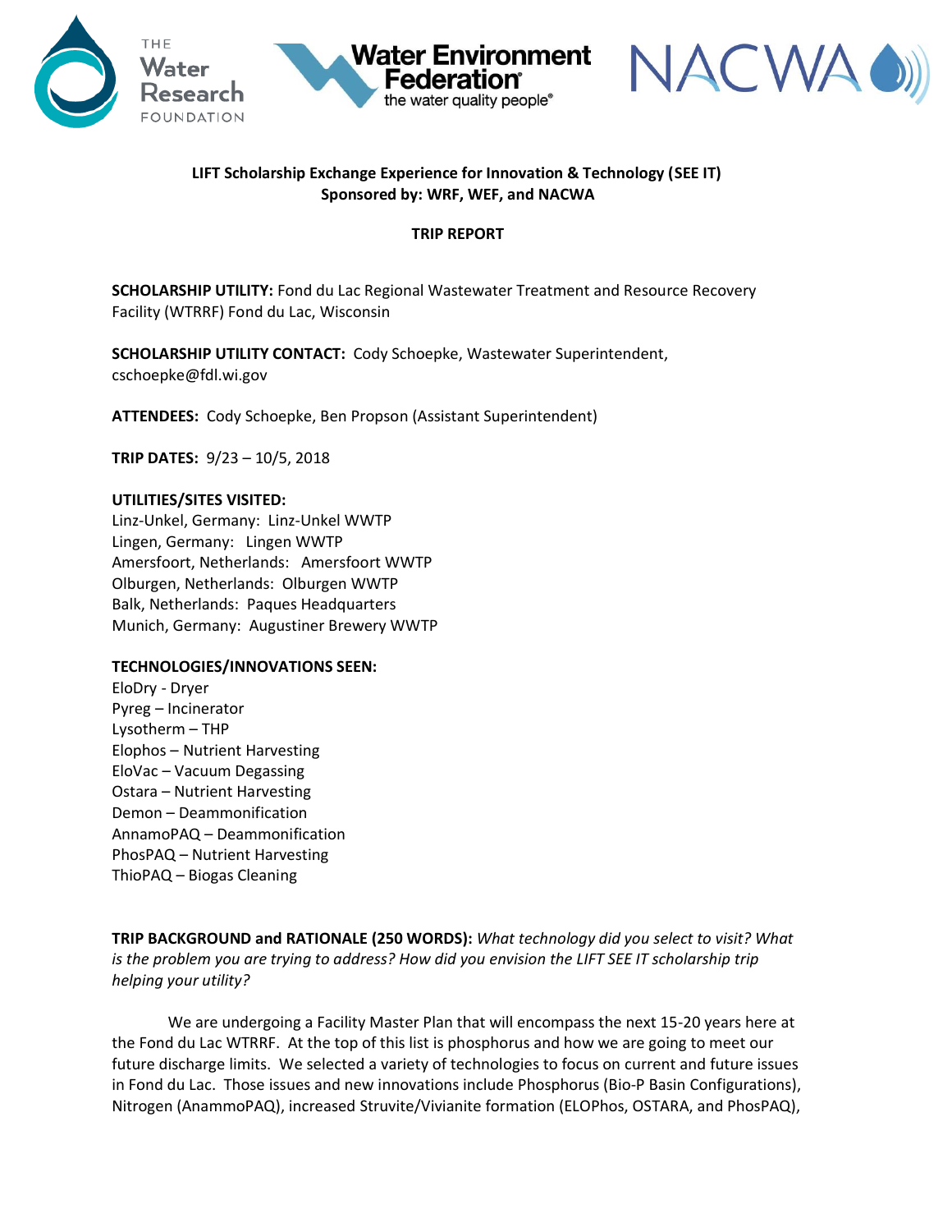**LIFT Scholarship Exchange Experience for Innovation & Technology (SEE IT)**
**Sponsored by: WRF, WEF, and NACWA**

**TRIP REPORT**

**SCHOLARSHIP UTILITY:** Fond du Lac Regional Wastewater Treatment and Resource Recovery Facility (WTRRF) Fond du Lac, Wisconsin

**SCHOLARSHIP UTILITY CONTACT:** Cody Schoepke, Wastewater Superintendent, cschoepke@fdl.wi.gov

**ATTENDEES:** Cody Schoepke, Ben Propson (Assistant Superintendent)

**TRIP DATES:** 9/23 – 10/5, 2018

**UTILITIES/SITES VISITED:**
Linz-Unkel, Germany: Linz-Unkel WWTP
Lingen, Germany: Lingen WWTP
Amersfoort, Netherlands: Amersfoort WWTP
Olburgen, Netherlands: Olburgen WWTP
Balk, Netherlands: Paques Headquarters
Munich, Germany: Augustiner Brewery WWTP

**TECHNOLOGIES/INNOVATIONS SEEN:**
EloDry - Dryer
Pyreg – Incinerator
Lysotherm – THP
Elophos – Nutrient Harvesting
EloVac – Vacuum Degassing
Ostara – Nutrient Harvesting
Demon – Deammonification
AnnamoPAQ – Deammonification
PhosPAQ – Nutrient Harvesting
ThioPAQ – Biogas Cleaning

**TRIP BACKGROUND and RATIONALE (250 WORDS):** *What technology did you select to visit? What is the problem you are trying to address? How did you envision the LIFT SEE IT scholarship trip helping your utility?*

We are undergoing a Facility Master Plan that will encompass the next 15-20 years here at the Fond du Lac WTRRF. At the top of this list is phosphorus and how we are going to meet our future discharge limits. We selected a variety of technologies to focus on current and future issues in Fond du Lac. Those issues and new innovations include Phosphorus (Bio-P Basin Configurations), Nitrogen (AnammoPAQ), increased Struvite/Vivianite formation (ELOPhos, OSTARA, and PhosPAQ),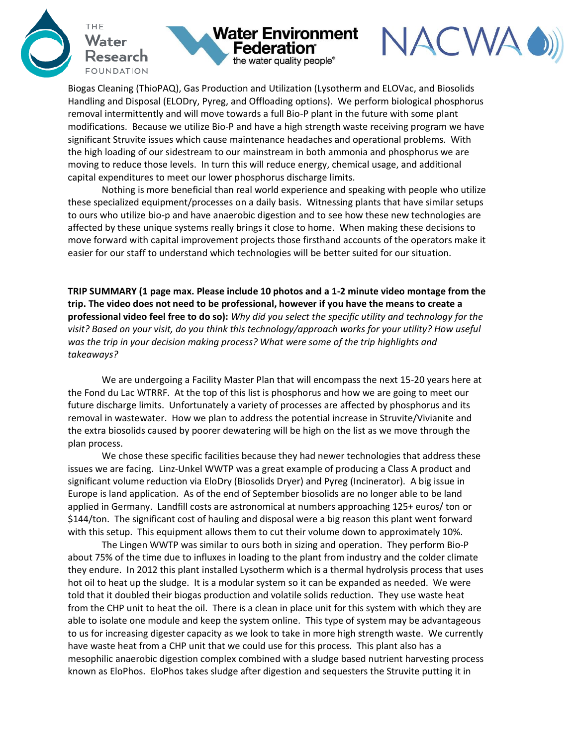Biogas Cleaning (ThioPAQ), Gas Production and Utilization (Lysotherm and ELOVac, and Biosolids Handling and Disposal (ELODry, Pyreg, and Offloading options). We perform biological phosphorus removal intermittently and will move towards a full Bio-P plant in the future with some plant modifications. Because we utilize Bio-P and have a high strength waste receiving program we have significant Struvite issues which cause maintenance headaches and operational problems. With the high loading of our sidestream to our mainstream in both ammonia and phosphorus we are moving to reduce those levels. In turn this will reduce energy, chemical usage, and additional capital expenditures to meet our lower phosphorus discharge limits.

Nothing is more beneficial than real world experience and speaking with people who utilize these specialized equipment/processes on a daily basis. Witnessing plants that have similar setups to ours who utilize bio-p and have anaerobic digestion and to see how these new technologies are affected by these unique systems really brings it close to home. When making these decisions to move forward with capital improvement projects those firsthand accounts of the operators make it easier for our staff to understand which technologies will be better suited for our situation.

**TRIP SUMMARY (1 page max. Please include 10 photos and a 1-2 minute video montage from the trip. The video does not need to be professional, however if you have the means to create a professional video feel free to do so):** *Why did you select the specific utility and technology for the visit? Based on your visit, do you think this technology/approach works for your utility? How useful was the trip in your decision making process? What were some of the trip highlights and takeaways?*

We are undergoing a Facility Master Plan that will encompass the next 15-20 years here at the Fond du Lac WTRRF. At the top of this list is phosphorus and how we are going to meet our future discharge limits. Unfortunately a variety of processes are affected by phosphorus and its removal in wastewater. How we plan to address the potential increase in Struvite/Vivianite and the extra biosolids caused by poorer dewatering will be high on the list as we move through the plan process.

We chose these specific facilities because they had newer technologies that address these issues we are facing. Linz-Unkel WWTP was a great example of producing a Class A product and significant volume reduction via EloDry (Biosolids Dryer) and Pyreg (Incinerator). A big issue in Europe is land application. As of the end of September biosolids are no longer able to be land applied in Germany. Landfill costs are astronomical at numbers approaching 125+ euros/ ton or $144/ton. The significant cost of hauling and disposal were a big reason this plant went forward with this setup. This equipment allows them to cut their volume down to approximately 10%.

The Lingen WWTP was similar to ours both in sizing and operation. They perform Bio-P about 75% of the time due to influxes in loading to the plant from industry and the colder climate they endure. In 2012 this plant installed Lysotherm which is a thermal hydrolysis process that uses hot oil to heat up the sludge. It is a modular system so it can be expanded as needed. We were told that it doubled their biogas production and volatile solids reduction. They use waste heat from the CHP unit to heat the oil. There is a clean in place unit for this system with which they are able to isolate one module and keep the system online. This type of system may be advantageous to us for increasing digester capacity as we look to take in more high strength waste. We currently have waste heat from a CHP unit that we could use for this process. This plant also has a mesophilic anaerobic digestion complex combined with a sludge based nutrient harvesting process known as EloPhos. EloPhos takes sludge after digestion and sequesters the Struvite putting it in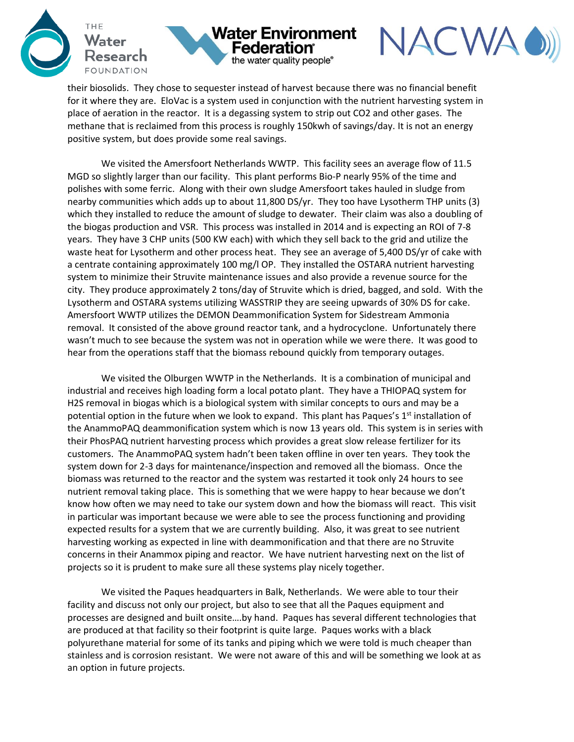their biosolids. They chose to sequester instead of harvest because there was no financial benefit for it where they are. EloVac is a system used in conjunction with the nutrient harvesting system in place of aeration in the reactor. It is a degassing system to strip out $CO_2$ and other gases. The methane that is reclaimed from this process is roughly 150kwh of savings/day. It is not an energy positive system, but does provide some real savings.

We visited the Amersfoort Netherlands WWTP. This facility sees an average flow of 11.5 MGD so slightly larger than our facility. This plant performs Bio-P nearly 95% of the time and polishes with some ferric. Along with their own sludge Amersfoort takes hauled in sludge from nearby communities which adds up to about 11,800 DS/yr. They too have Lysotherm THP units (3) which they installed to reduce the amount of sludge to dewater. Their claim was also a doubling of the biogas production and VSR. This process was installed in 2014 and is expecting an ROI of 7-8 years. They have 3 CHP units (500 KW each) with which they sell back to the grid and utilize the waste heat for Lysotherm and other process heat. They see an average of 5,400 DS/yr of cake with a centrate containing approximately 100 mg/l OP. They installed the OSTARA nutrient harvesting system to minimize their Struvite maintenance issues and also provide a revenue source for the city. They produce approximately 2 tons/day of Struvite which is dried, bagged, and sold. With the Lysotherm and OSTARA systems utilizing WASSTRIP they are seeing upwards of 30% DS for cake. Amersfoort WWTP utilizes the DEMON Deammonification System for Sidestream Ammonia removal. It consisted of the above ground reactor tank, and a hydrocyclone. Unfortunately there wasn't much to see because the system was not in operation while we were there. It was good to hear from the operations staff that the biomass rebound quickly from temporary outages.

We visited the Olburgen WWTP in the Netherlands. It is a combination of municipal and industrial and receives high loading form a local potato plant. They have a THIOPAQ system for $H_2S$ removal in biogas which is a biological system with similar concepts to ours and may be a potential option in the future when we look to expand. This plant has Paques's 1st installation of the AnammoPAQ deammonification system which is now 13 years old. This system is in series with their PhosPAQ nutrient harvesting process which provides a great slow release fertilizer for its customers. The AnammoPAQ system hadn't been taken offline in over ten years. They took the system down for 2-3 days for maintenance/inspection and removed all the biomass. Once the biomass was returned to the reactor and the system was restarted it took only 24 hours to see nutrient removal taking place. This is something that we were happy to hear because we don't know how often we may need to take our system down and how the biomass will react. This visit in particular was important because we were able to see the process functioning and providing expected results for a system that we are currently building. Also, it was great to see nutrient harvesting working as expected in line with deammonification and that there are no Struvite concerns in their Anammox piping and reactor. We have nutrient harvesting next on the list of projects so it is prudent to make sure all these systems play nicely together.

We visited the Paques headquarters in Balk, Netherlands. We were able to tour their facility and discuss not only our project, but also to see that all the Paques equipment and processes are designed and built onsite….by hand. Paques has several different technologies that are produced at that facility so their footprint is quite large. Paques works with a black polyurethane material for some of its tanks and piping which we were told is much cheaper than stainless and is corrosion resistant. We were not aware of this and will be something we look at as an option in future projects.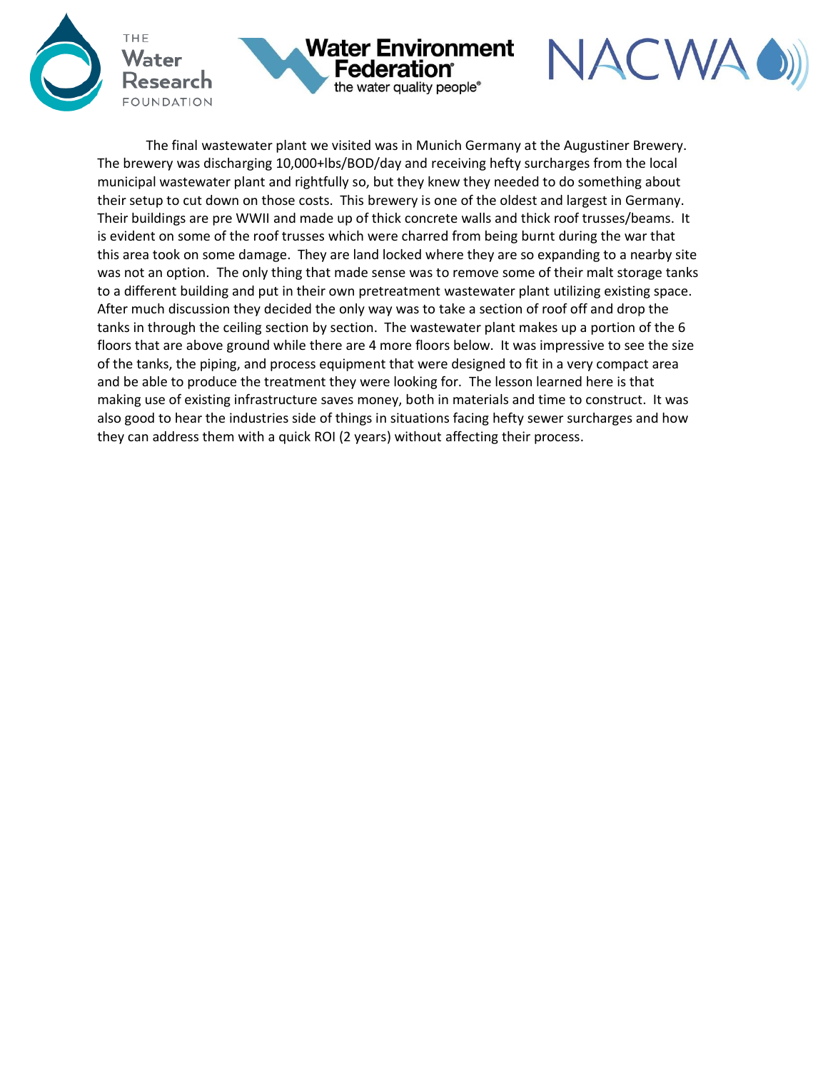The final wastewater plant we visited was in Munich Germany at the Augustiner Brewery. The brewery was discharging 10,000+lbs/BOD/day and receiving hefty surcharges from the local municipal wastewater plant and rightfully so, but they knew they needed to do something about their setup to cut down on those costs. This brewery is one of the oldest and largest in Germany. Their buildings are pre WWII and made up of thick concrete walls and thick roof trusses/beams. It is evident on some of the roof trusses which were charred from being burnt during the war that this area took on some damage. They are land locked where they are so expanding to a nearby site was not an option. The only thing that made sense was to remove some of their malt storage tanks to a different building and put in their own pretreatment wastewater plant utilizing existing space. After much discussion they decided the only way was to take a section of roof off and drop the tanks in through the ceiling section by section. The wastewater plant makes up a portion of the 6 floors that are above ground while there are 4 more floors below. It was impressive to see the size of the tanks, the piping, and process equipment that were designed to fit in a very compact area and be able to produce the treatment they were looking for. The lesson learned here is that making use of existing infrastructure saves money, both in materials and time to construct. It was also good to hear the industries side of things in situations facing hefty sewer surcharges and how they can address them with a quick ROI (2 years) without affecting their process.